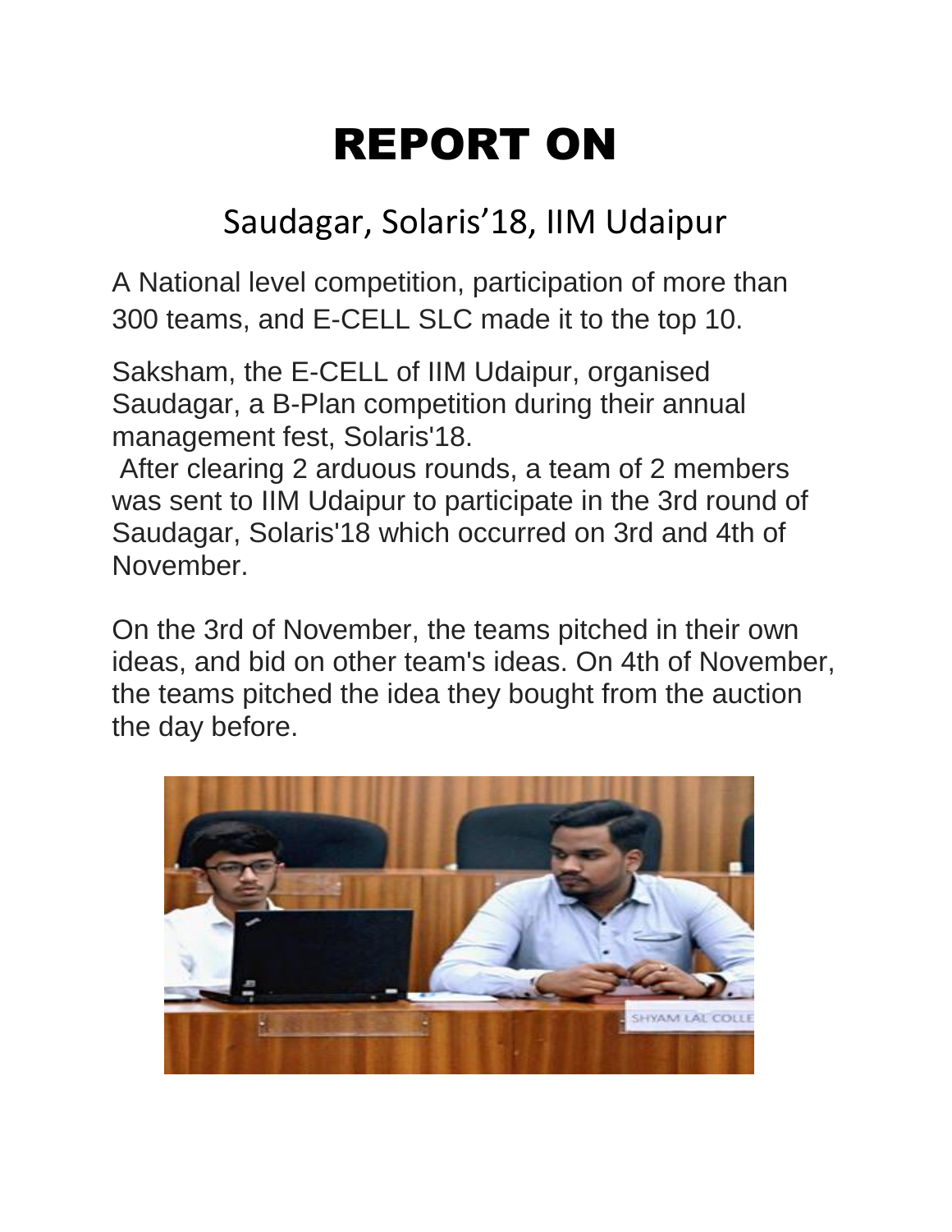# REPORT ON

## Saudagar, Solaris'18, IIM Udaipur

A National level competition, participation of more than 300 teams, and E-CELL SLC made it to the top 10.

Saksham, the E-CELL of IIM Udaipur, organised Saudagar, a B-Plan competition during their annual management fest, Solaris'18.

After clearing 2 arduous rounds, a team of 2 members was sent to IIM Udaipur to participate in the 3rd round of Saudagar, Solaris'18 which occurred on 3rd and 4th of November.

On the 3rd of November, the teams pitched in their own ideas, and bid on other team's ideas. On 4th of November, the teams pitched the idea they bought from the auction the day before.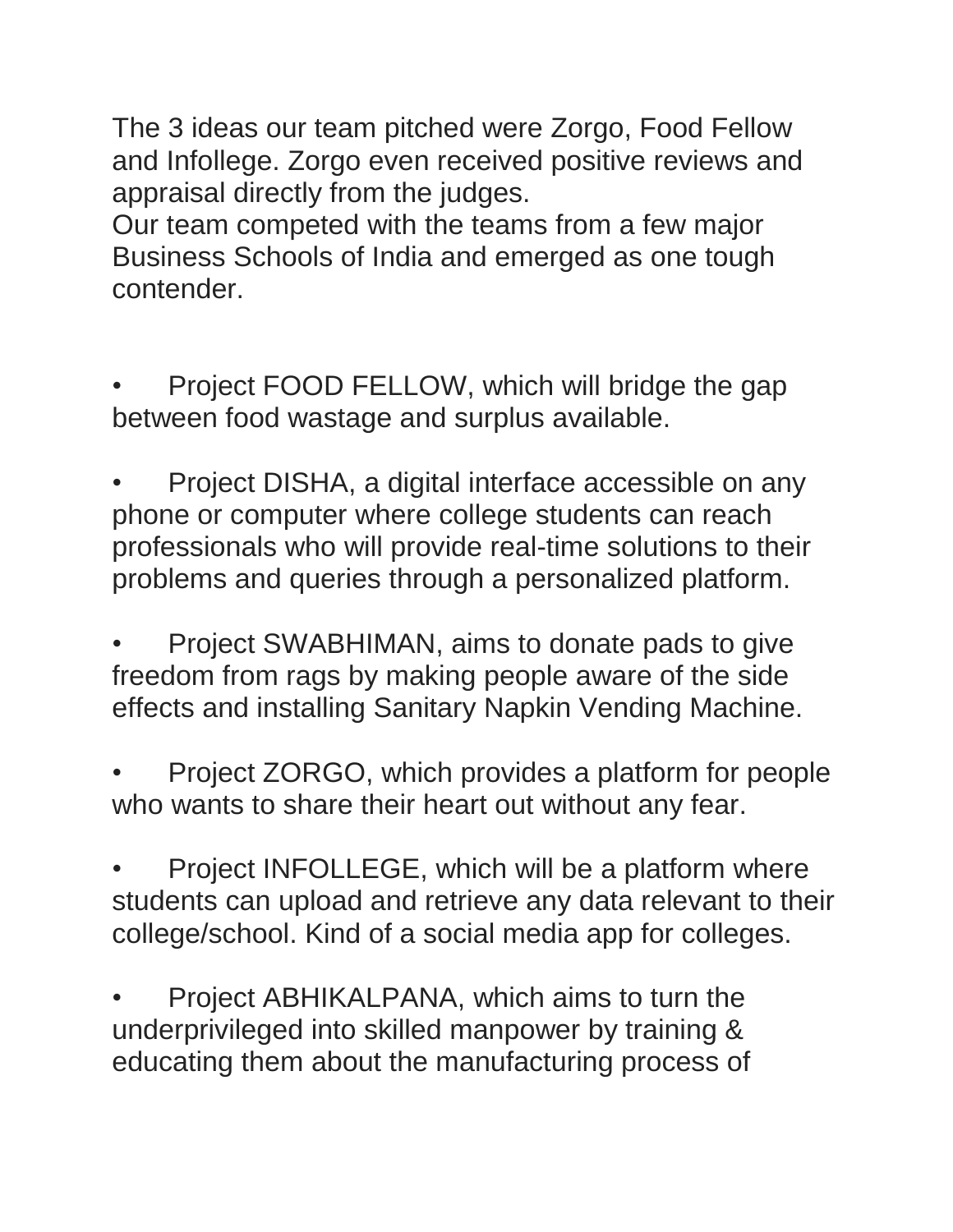The 3 ideas our team pitched were Zorgo, Food Fellow and Infollege. Zorgo even received positive reviews and appraisal directly from the judges.
Our team competed with the teams from a few major Business Schools of India and emerged as one tough contender.

- Project FOOD FELLOW, which will bridge the gap between food wastage and surplus available.
- Project DISHA, a digital interface accessible on any phone or computer where college students can reach professionals who will provide real-time solutions to their problems and queries through a personalized platform.
- Project SWABHIMAN, aims to donate pads to give freedom from rags by making people aware of the side effects and installing Sanitary Napkin Vending Machine.
- Project ZORGO, which provides a platform for people who wants to share their heart out without any fear.
- Project INFOLLEGE, which will be a platform where students can upload and retrieve any data relevant to their college/school. Kind of a social media app for colleges.
- Project ABHIKALPANA, which aims to turn the underprivileged into skilled manpower by training & educating them about the manufacturing process of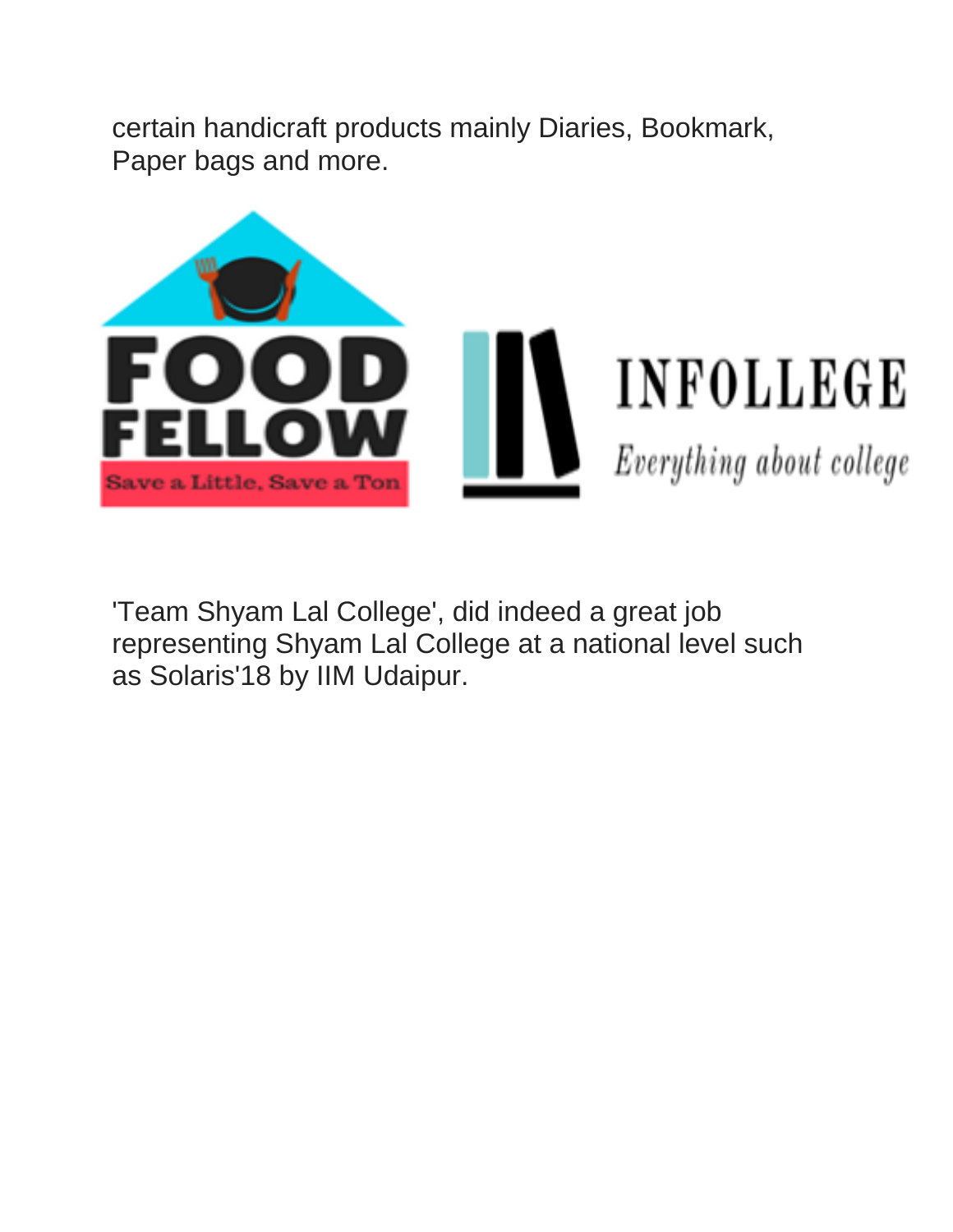certain handicraft products mainly Diaries, Bookmark, Paper bags and more.

'Team Shyam Lal College', did indeed a great job representing Shyam Lal College at a national level such as Solaris'18 by IIM Udaipur.